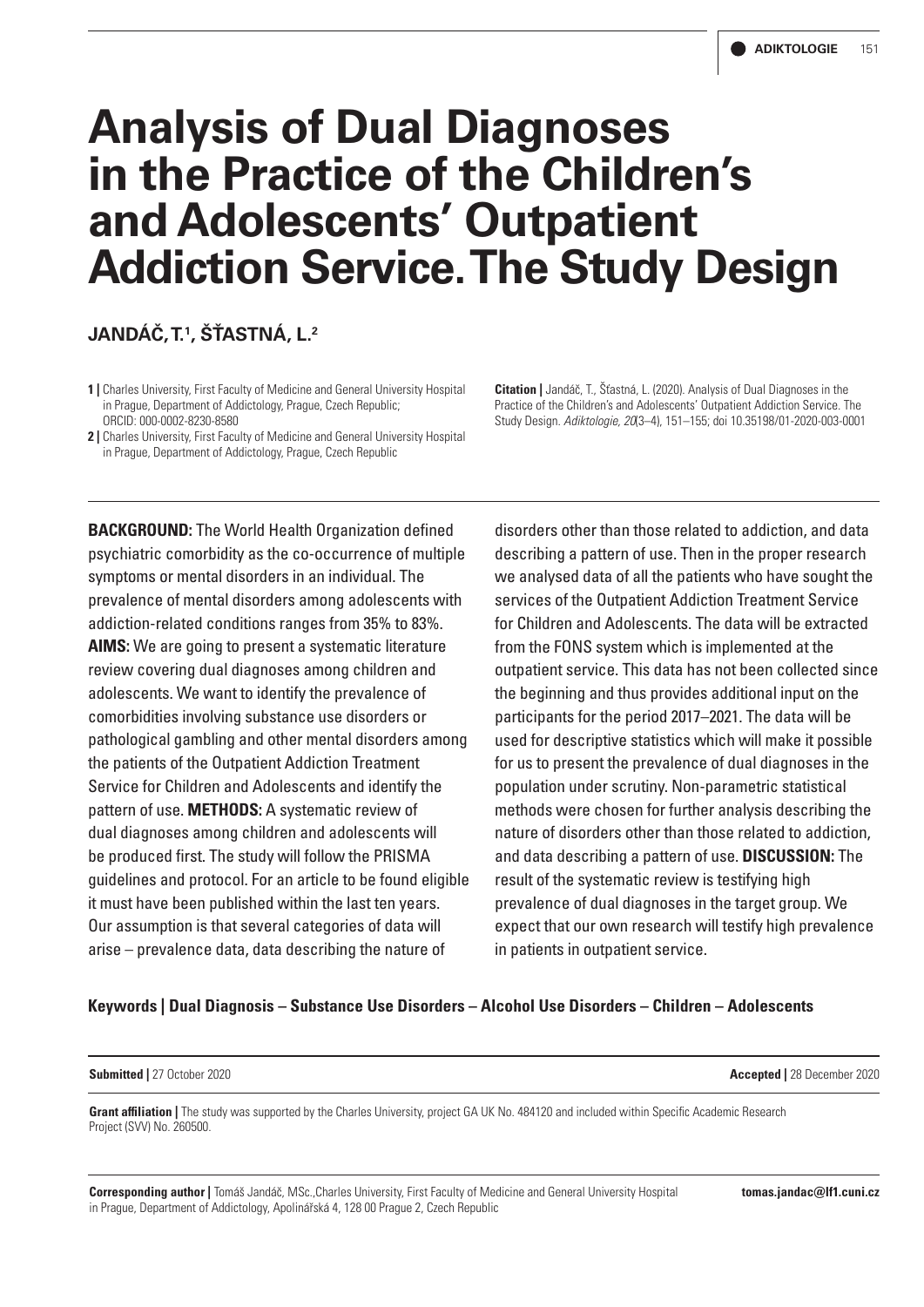# Analysis of Dual Diagnoses in the Practice of the Children's and Adolescents' Outpatient Addiction Service. The Study Design

**JANDÁČ, T.[1], ŠŤASTNÁ, L.[2]**

**1 |** Charles University, First Faculty of Medicine and General University Hospital in Prague, Department of Addictology, Prague, Czech Republic; ORCID: 000-0002-8230-8580

**2 |** Charles University, First Faculty of Medicine and General University Hospital in Prague, Department of Addictology, Prague, Czech Republic

**Citation |** Jandáč, T., Šťastná, L. (2020). Analysis of Dual Diagnoses in the Practice of the Children's and Adolescents' Outpatient Addiction Service. The Study Design. *Adiktologie, 20*(3–4), 151–155; doi 10.35198/01-2020-003-0001

**BACKGROUND:** The World Health Organization defined psychiatric comorbidity as the co-occurrence of multiple symptoms or mental disorders in an individual. The prevalence of mental disorders among adolescents with addiction-related conditions ranges from 35% to 83%. **AIMS:** We are going to present a systematic literature review covering dual diagnoses among children and adolescents. We want to identify the prevalence of comorbidities involving substance use disorders or pathological gambling and other mental disorders among the patients of the Outpatient Addiction Treatment Service for Children and Adolescents and identify the pattern of use. **METHODS:** A systematic review of dual diagnoses among children and adolescents will be produced first. The study will follow the PRISMA guidelines and protocol. For an article to be found eligible it must have been published within the last ten years. Our assumption is that several categories of data will arise – prevalence data, data describing the nature of disorders other than those related to addiction, and data describing a pattern of use. Then in the proper research we analysed data of all the patients who have sought the services of the Outpatient Addiction Treatment Service for Children and Adolescents. The data will be extracted from the FONS system which is implemented at the outpatient service. This data has not been collected since the beginning and thus provides additional input on the participants for the period 2017–2021. The data will be used for descriptive statistics which will make it possible for us to present the prevalence of dual diagnoses in the population under scrutiny. Non-parametric statistical methods were chosen for further analysis describing the nature of disorders other than those related to addiction, and data describing a pattern of use. **DISCUSSION:** The result of the systematic review is testifying high prevalence of dual diagnoses in the target group. We expect that our own research will testify high prevalence in patients in outpatient service.

**Keywords | Dual Diagnosis – Substance Use Disorders – Alcohol Use Disorders – Children – Adolescents**

**Submitted |** 27 October 2020

**Accepted |** 28 December 2020

**Grant affiliation |** The study was supported by the Charles University, project GA UK No. 484120 and included within Specific Academic Research Project (SVV) No. 260500.

**Corresponding author |** Tomáš Jandáč, MSc.,Charles University, First Faculty of Medicine and General University Hospital in Prague, Department of Addictology, Apolinářská 4, 128 00 Prague 2, Czech Republic **tomas.jandac@lf1.cuni.cz**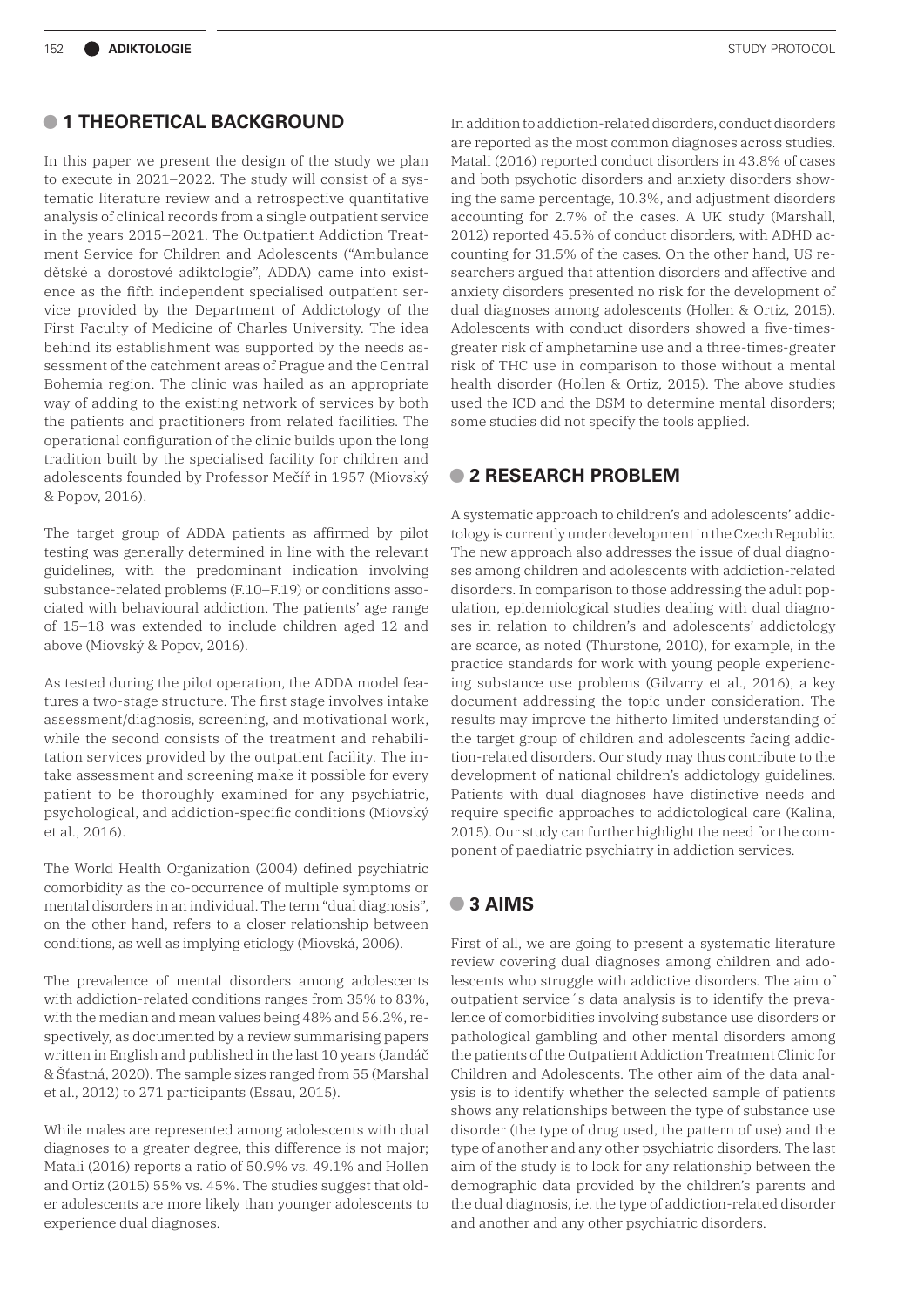## 1 THEORETICAL BACKGROUND

In this paper we present the design of the study we plan to execute in 2021–2022. The study will consist of a systematic literature review and a retrospective quantitative analysis of clinical records from a single outpatient service in the years 2015–2021. The Outpatient Addiction Treatment Service for Children and Adolescents ("Ambulance dětské a dorostové adiktologie", ADDA) came into existence as the fifth independent specialised outpatient service provided by the Department of Addictology of the First Faculty of Medicine of Charles University. The idea behind its establishment was supported by the needs assessment of the catchment areas of Prague and the Central Bohemia region. The clinic was hailed as an appropriate way of adding to the existing network of services by both the patients and practitioners from related facilities. The operational configuration of the clinic builds upon the long tradition built by the specialised facility for children and adolescents founded by Professor Mečíř in 1957 (Miovský & Popov, 2016).

The target group of ADDA patients as affirmed by pilot testing was generally determined in line with the relevant guidelines, with the predominant indication involving substance-related problems (F.10–F.19) or conditions associated with behavioural addiction. The patients' age range of 15–18 was extended to include children aged 12 and above (Miovský & Popov, 2016).

As tested during the pilot operation, the ADDA model features a two-stage structure. The first stage involves intake assessment/diagnosis, screening, and motivational work, while the second consists of the treatment and rehabilitation services provided by the outpatient facility. The intake assessment and screening make it possible for every patient to be thoroughly examined for any psychiatric, psychological, and addiction-specific conditions (Miovský et al., 2016).

The World Health Organization (2004) defined psychiatric comorbidity as the co-occurrence of multiple symptoms or mental disorders in an individual. The term "dual diagnosis", on the other hand, refers to a closer relationship between conditions, as well as implying etiology (Miovská, 2006).

The prevalence of mental disorders among adolescents with addiction-related conditions ranges from 35% to 83%, with the median and mean values being 48% and 56.2%, respectively, as documented by a review summarising papers written in English and published in the last 10 years (Jandáč & Šťastná, 2020). The sample sizes ranged from 55 (Marshal et al., 2012) to 271 participants (Essau, 2015).

While males are represented among adolescents with dual diagnoses to a greater degree, this difference is not major; Matali (2016) reports a ratio of 50.9% vs. 49.1% and Hollen and Ortiz (2015) 55% vs. 45%. The studies suggest that older adolescents are more likely than younger adolescents to experience dual diagnoses.

In addition to addiction-related disorders, conduct disorders are reported as the most common diagnoses across studies. Matali (2016) reported conduct disorders in 43.8% of cases and both psychotic disorders and anxiety disorders showing the same percentage, 10.3%, and adjustment disorders accounting for 2.7% of the cases. A UK study (Marshall, 2012) reported 45.5% of conduct disorders, with ADHD accounting for 31.5% of the cases. On the other hand, US researchers argued that attention disorders and affective and anxiety disorders presented no risk for the development of dual diagnoses among adolescents (Hollen & Ortiz, 2015). Adolescents with conduct disorders showed a five-times-greater risk of amphetamine use and a three-times-greater risk of THC use in comparison to those without a mental health disorder (Hollen & Ortiz, 2015). The above studies used the ICD and the DSM to determine mental disorders; some studies did not specify the tools applied.

## 2 RESEARCH PROBLEM

A systematic approach to children's and adolescents' addictology is currently under development in the Czech Republic. The new approach also addresses the issue of dual diagnoses among children and adolescents with addiction-related disorders. In comparison to those addressing the adult population, epidemiological studies dealing with dual diagnoses in relation to children's and adolescents' addictology are scarce, as noted (Thurstone, 2010), for example, in the practice standards for work with young people experiencing substance use problems (Gilvarry et al., 2016), a key document addressing the topic under consideration. The results may improve the hitherto limited understanding of the target group of children and adolescents facing addiction-related disorders. Our study may thus contribute to the development of national children's addictology guidelines. Patients with dual diagnoses have distinctive needs and require specific approaches to addictological care (Kalina, 2015). Our study can further highlight the need for the component of paediatric psychiatry in addiction services.

## 3 AIMS

First of all, we are going to present a systematic literature review covering dual diagnoses among children and adolescents who struggle with addictive disorders. The aim of outpatient service´s data analysis is to identify the prevalence of comorbidities involving substance use disorders or pathological gambling and other mental disorders among the patients of the Outpatient Addiction Treatment Clinic for Children and Adolescents. The other aim of the data analysis is to identify whether the selected sample of patients shows any relationships between the type of substance use disorder (the type of drug used, the pattern of use) and the type of another and any other psychiatric disorders. The last aim of the study is to look for any relationship between the demographic data provided by the children's parents and the dual diagnosis, i.e. the type of addiction-related disorder and another and any other psychiatric disorders.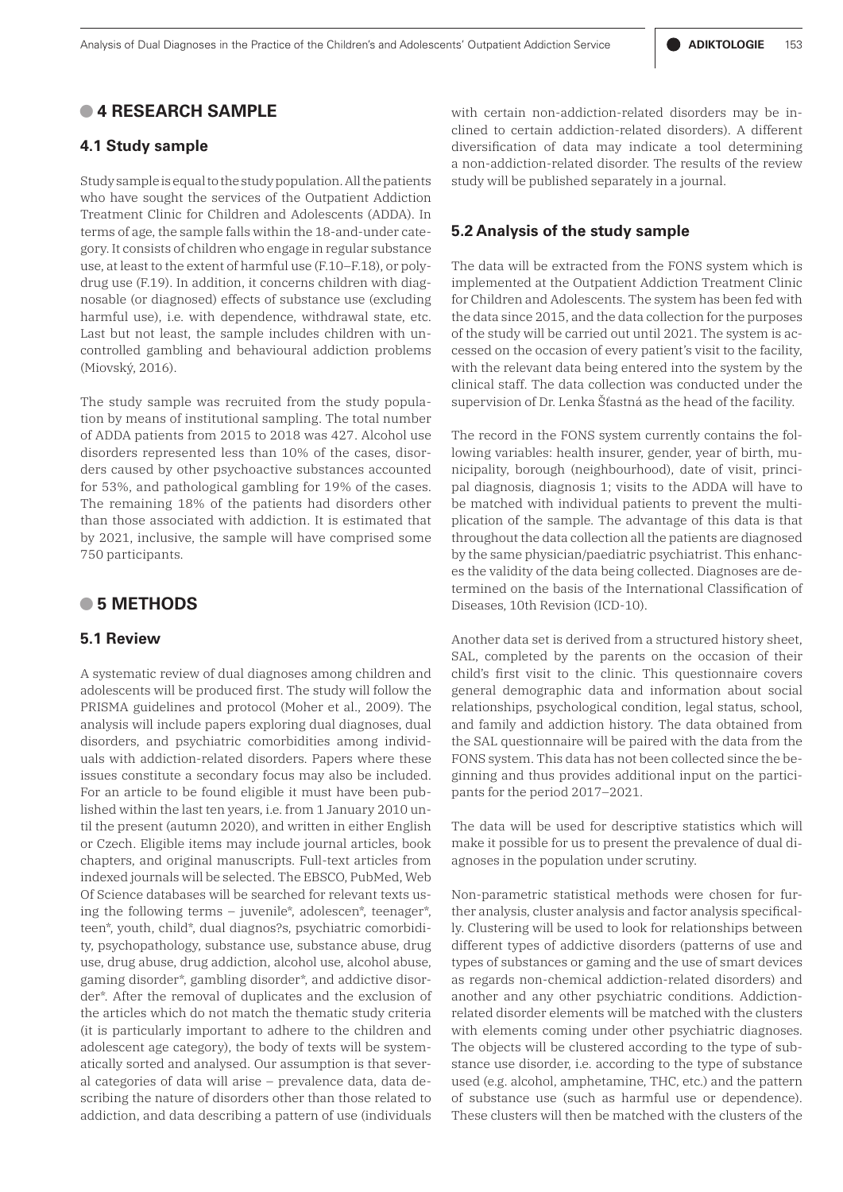## 4 RESEARCH SAMPLE

### 4.1 Study sample

Study sample is equal to the study population. All the patients who have sought the services of the Outpatient Addiction Treatment Clinic for Children and Adolescents (ADDA). In terms of age, the sample falls within the 18-and-under category. It consists of children who engage in regular substance use, at least to the extent of harmful use (F.10–F.18), or polydrug use (F.19). In addition, it concerns children with diagnosable (or diagnosed) effects of substance use (excluding harmful use), i.e. with dependence, withdrawal state, etc. Last but not least, the sample includes children with uncontrolled gambling and behavioural addiction problems (Miovský, 2016).

The study sample was recruited from the study population by means of institutional sampling. The total number of ADDA patients from 2015 to 2018 was 427. Alcohol use disorders represented less than 10% of the cases, disorders caused by other psychoactive substances accounted for 53%, and pathological gambling for 19% of the cases. The remaining 18% of the patients had disorders other than those associated with addiction. It is estimated that by 2021, inclusive, the sample will have comprised some 750 participants.

## 5 METHODS

### 5.1 Review

A systematic review of dual diagnoses among children and adolescents will be produced first. The study will follow the PRISMA guidelines and protocol (Moher et al., 2009). The analysis will include papers exploring dual diagnoses, dual disorders, and psychiatric comorbidities among individuals with addiction-related disorders. Papers where these issues constitute a secondary focus may also be included. For an article to be found eligible it must have been published within the last ten years, i.e. from 1 January 2010 until the present (autumn 2020), and written in either English or Czech. Eligible items may include journal articles, book chapters, and original manuscripts. Full-text articles from indexed journals will be selected. The EBSCO, PubMed, Web Of Science databases will be searched for relevant texts using the following terms – juvenile*, adolescen*, teenager*, teen*, youth, child*, dual diagnos?s, psychiatric comorbidity, psychopathology, substance use, substance abuse, drug use, drug abuse, drug addiction, alcohol use, alcohol abuse, gaming disorder*, gambling disorder*, and addictive disorder*. After the removal of duplicates and the exclusion of the articles which do not match the thematic study criteria (it is particularly important to adhere to the children and adolescent age category), the body of texts will be systematically sorted and analysed. Our assumption is that several categories of data will arise – prevalence data, data describing the nature of disorders other than those related to addiction, and data describing a pattern of use (individuals with certain non-addiction-related disorders may be inclined to certain addiction-related disorders). A different diversification of data may indicate a tool determining a non-addiction-related disorder. The results of the review study will be published separately in a journal.

### 5.2 Analysis of the study sample

The data will be extracted from the FONS system which is implemented at the Outpatient Addiction Treatment Clinic for Children and Adolescents. The system has been fed with the data since 2015, and the data collection for the purposes of the study will be carried out until 2021. The system is accessed on the occasion of every patient's visit to the facility, with the relevant data being entered into the system by the clinical staff. The data collection was conducted under the supervision of Dr. Lenka Šťastná as the head of the facility.

The record in the FONS system currently contains the following variables: health insurer, gender, year of birth, municipality, borough (neighbourhood), date of visit, principal diagnosis, diagnosis 1; visits to the ADDA will have to be matched with individual patients to prevent the multiplication of the sample. The advantage of this data is that throughout the data collection all the patients are diagnosed by the same physician/paediatric psychiatrist. This enhances the validity of the data being collected. Diagnoses are determined on the basis of the International Classification of Diseases, 10th Revision (ICD-10).

Another data set is derived from a structured history sheet, SAL, completed by the parents on the occasion of their child's first visit to the clinic. This questionnaire covers general demographic data and information about social relationships, psychological condition, legal status, school, and family and addiction history. The data obtained from the SAL questionnaire will be paired with the data from the FONS system. This data has not been collected since the beginning and thus provides additional input on the participants for the period 2017–2021.

The data will be used for descriptive statistics which will make it possible for us to present the prevalence of dual diagnoses in the population under scrutiny.

Non-parametric statistical methods were chosen for further analysis, cluster analysis and factor analysis specifically. Clustering will be used to look for relationships between different types of addictive disorders (patterns of use and types of substances or gaming and the use of smart devices as regards non-chemical addiction-related disorders) and another and any other psychiatric conditions. Addiction-related disorder elements will be matched with the clusters with elements coming under other psychiatric diagnoses. The objects will be clustered according to the type of substance use disorder, i.e. according to the type of substance used (e.g. alcohol, amphetamine, THC, etc.) and the pattern of substance use (such as harmful use or dependence). These clusters will then be matched with the clusters of the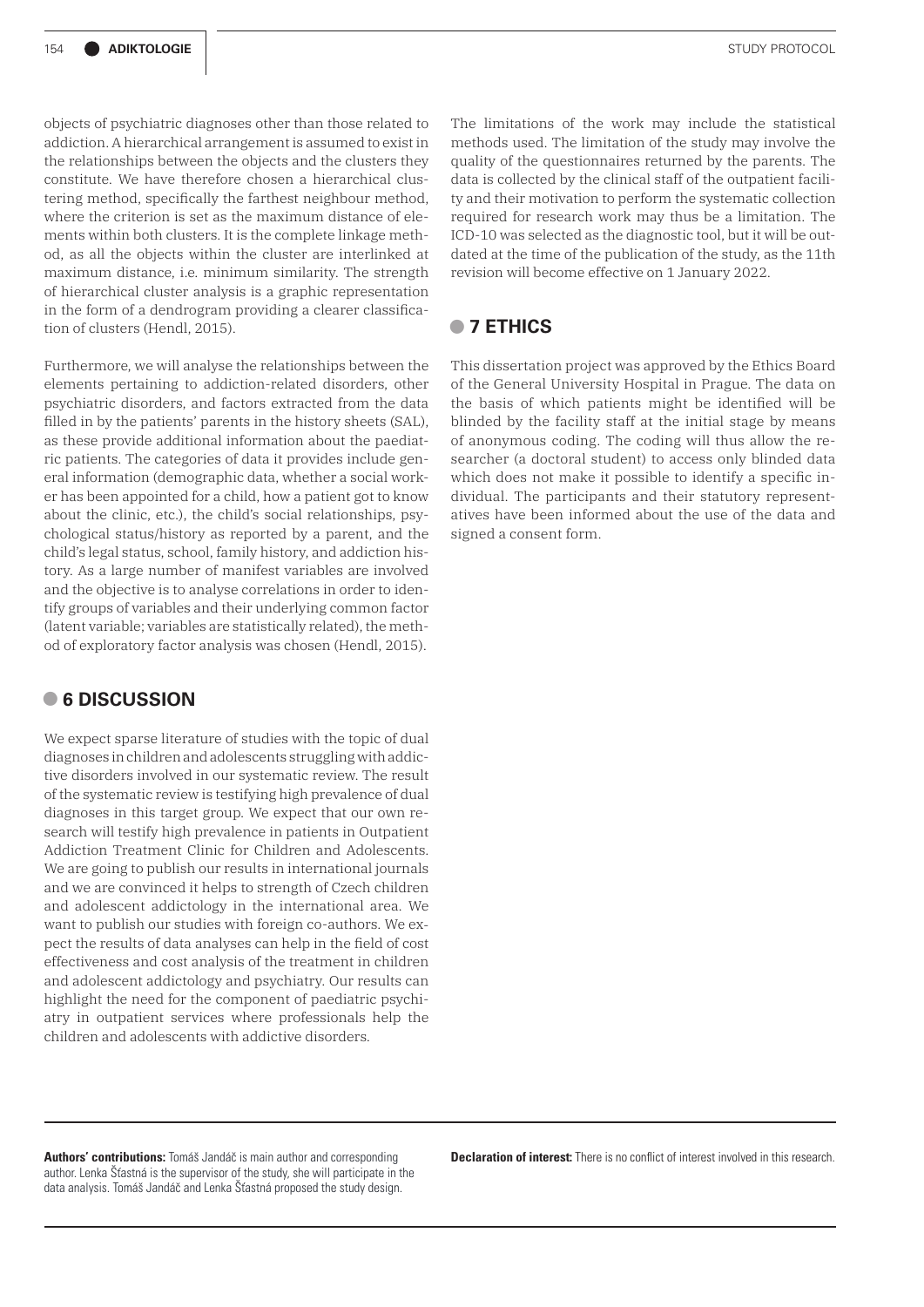objects of psychiatric diagnoses other than those related to addiction. A hierarchical arrangement is assumed to exist in the relationships between the objects and the clusters they constitute. We have therefore chosen a hierarchical clustering method, specifically the farthest neighbour method, where the criterion is set as the maximum distance of elements within both clusters. It is the complete linkage method, as all the objects within the cluster are interlinked at maximum distance, i.e. minimum similarity. The strength of hierarchical cluster analysis is a graphic representation in the form of a dendrogram providing a clearer classification of clusters (Hendl, 2015).

Furthermore, we will analyse the relationships between the elements pertaining to addiction-related disorders, other psychiatric disorders, and factors extracted from the data filled in by the patients' parents in the history sheets (SAL), as these provide additional information about the paediatric patients. The categories of data it provides include general information (demographic data, whether a social worker has been appointed for a child, how a patient got to know about the clinic, etc.), the child's social relationships, psychological status/history as reported by a parent, and the child's legal status, school, family history, and addiction history. As a large number of manifest variables are involved and the objective is to analyse correlations in order to identify groups of variables and their underlying common factor (latent variable; variables are statistically related), the method of exploratory factor analysis was chosen (Hendl, 2015).

## 6 DISCUSSION

We expect sparse literature of studies with the topic of dual diagnoses in children and adolescents struggling with addictive disorders involved in our systematic review. The result of the systematic review is testifying high prevalence of dual diagnoses in this target group. We expect that our own research will testify high prevalence in patients in Outpatient Addiction Treatment Clinic for Children and Adolescents. We are going to publish our results in international journals and we are convinced it helps to strength of Czech children and adolescent addictology in the international area. We want to publish our studies with foreign co-authors. We expect the results of data analyses can help in the field of cost effectiveness and cost analysis of the treatment in children and adolescent addictology and psychiatry. Our results can highlight the need for the component of paediatric psychiatry in outpatient services where professionals help the children and adolescents with addictive disorders.

The limitations of the work may include the statistical methods used. The limitation of the study may involve the quality of the questionnaires returned by the parents. The data is collected by the clinical staff of the outpatient facility and their motivation to perform the systematic collection required for research work may thus be a limitation. The ICD-10 was selected as the diagnostic tool, but it will be outdated at the time of the publication of the study, as the 11th revision will become effective on 1 January 2022.

## 7 ETHICS

This dissertation project was approved by the Ethics Board of the General University Hospital in Prague. The data on the basis of which patients might be identified will be blinded by the facility staff at the initial stage by means of anonymous coding. The coding will thus allow the researcher (a doctoral student) to access only blinded data which does not make it possible to identify a specific individual. The participants and their statutory representatives have been informed about the use of the data and signed a consent form.

---

**Authors' contributions:** Tomáš Jandáč is main author and corresponding author. Lenka Šťastná is the supervisor of the study, she will participate in the data analysis. Tomáš Jandáč and Lenka Šťastná proposed the study design.

**Declaration of interest:** There is no conflict of interest involved in this research.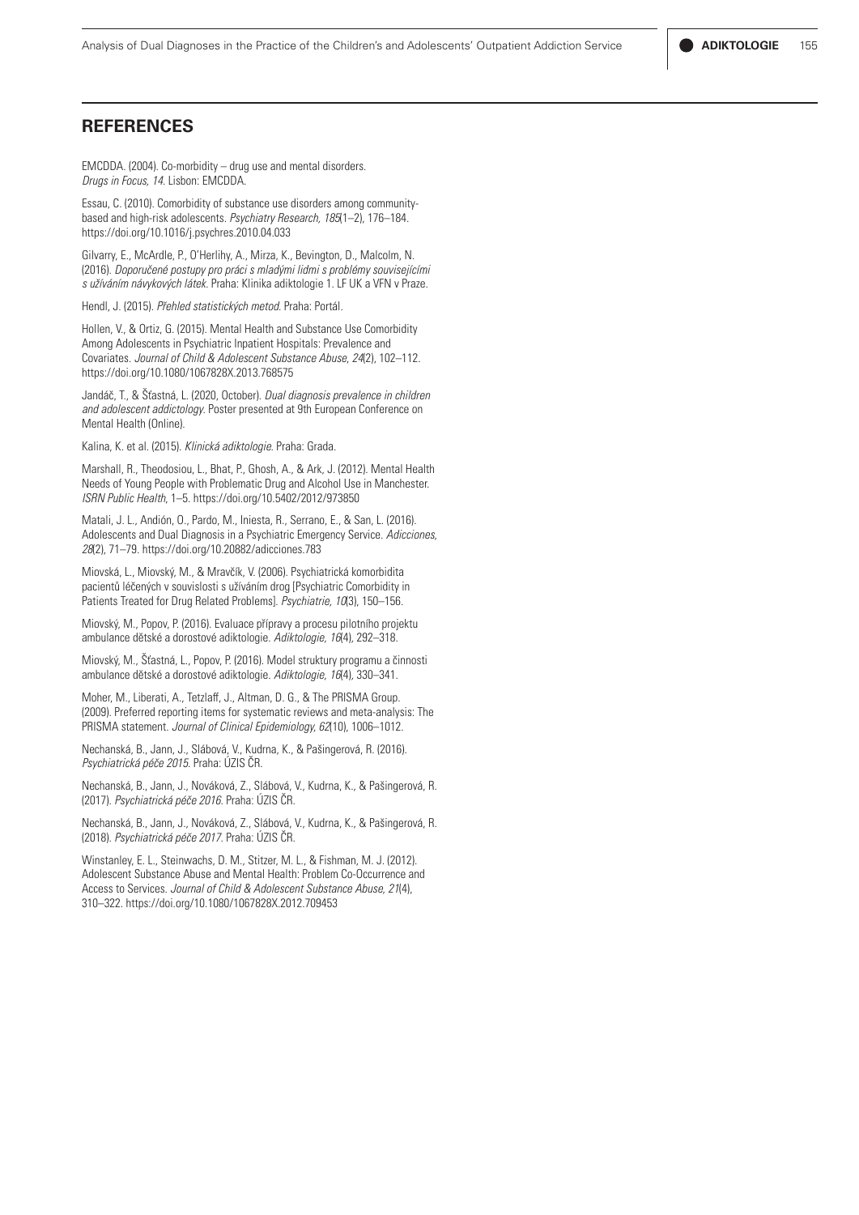## REFERENCES

EMCDDA. (2004). Co-morbidity – drug use and mental disorders. *Drugs in Focus, 14*. Lisbon: EMCDDA.

Essau, C. (2010). Comorbidity of substance use disorders among community-based and high-risk adolescents. *Psychiatry Research, 185*(1–2), 176–184. https://doi.org/10.1016/j.psychres.2010.04.033

Gilvarry, E., McArdle, P., O'Herlihy, A., Mirza, K., Bevington, D., Malcolm, N. (2016). *Doporučené postupy pro práci s mladými lidmi s problémy související s užíváním návykových látek*. Praha: Klinika adiktologie 1. LF UK a VFN v Praze.

Hendl, J. (2015). *Přehled statistických metod*. Praha: Portál.

Hollen, V., & Ortiz, G. (2015). Mental Health and Substance Use Comorbidity Among Adolescents in Psychiatric Inpatient Hospitals: Prevalence and Covariates. *Journal of Child & Adolescent Substance Abuse*, *24*(2), 102–112. https://doi.org/10.1080/1067828X.2013.768575

Jandáč, T., & Šťastná, L. (2020, October). *Dual diagnosis prevalence in children and adolescent addictology*. Poster presented at 9th European Conference on Mental Health (Online).

Kalina, K. et al. (2015). *Klinická adiktologie*. Praha: Grada.

Marshall, R., Theodosiou, L., Bhat, P., Ghosh, A., & Ark, J. (2012). Mental Health Needs of Young People with Problematic Drug and Alcohol Use in Manchester. *ISRN Public Health*, 1–5. https://doi.org/10.5402/2012/973850

Matali, J. L., Andión, O., Pardo, M., Iniesta, R., Serrano, E., & San, L. (2016). Adolescents and Dual Diagnosis in a Psychiatric Emergency Service. *Adicciones, 28*(2), 71–79. https://doi.org/10.20882/adicciones.783

Miovská, L., Miovský, M., & Mravčík, V. (2006). Psychiatrická komorbidita pacientů léčených v souvislosti s užíváním drog [Psychiatric Comorbidity in Patients Treated for Drug Related Problems]. *Psychiatrie, 10*(3), 150–156.

Miovský, M., Popov, P. (2016). Evaluace přípravy a procesu pilotního projektu ambulance dětské a dorostové adiktologie. *Adiktologie, 16*(4), 292–318.

Miovský, M., Šťastná, L., Popov, P. (2016). Model struktury programu a činnosti ambulance dětské a dorostové adiktologie. *Adiktologie, 16*(4), 330–341.

Moher, M., Liberati, A., Tetzlaff, J., Altman, D. G., & The PRISMA Group. (2009). Preferred reporting items for systematic reviews and meta-analysis: The PRISMA statement. *Journal of Clinical Epidemiology, 62*(10), 1006–1012.

Nechanská, B., Jann, J., Slábová, V., Kudrna, K., & Pašingerová, R. (2016). *Psychiatrická péče 2015*. Praha: ÚZIS ČR.

Nechanská, B., Jann, J., Nováková, Z., Slábová, V., Kudrna, K., & Pašingerová, R. (2017). *Psychiatrická péče 2016*. Praha: ÚZIS ČR.

Nechanská, B., Jann, J., Nováková, Z., Slábová, V., Kudrna, K., & Pašingerová, R. (2018). *Psychiatrická péče 2017*. Praha: ÚZIS ČR.

Winstanley, E. L., Steinwachs, D. M., Stitzer, M. L., & Fishman, M. J. (2012). Adolescent Substance Abuse and Mental Health: Problem Co-Occurrence and Access to Services. *Journal of Child & Adolescent Substance Abuse, 21*(4), 310–322. https://doi.org/10.1080/1067828X.2012.709453